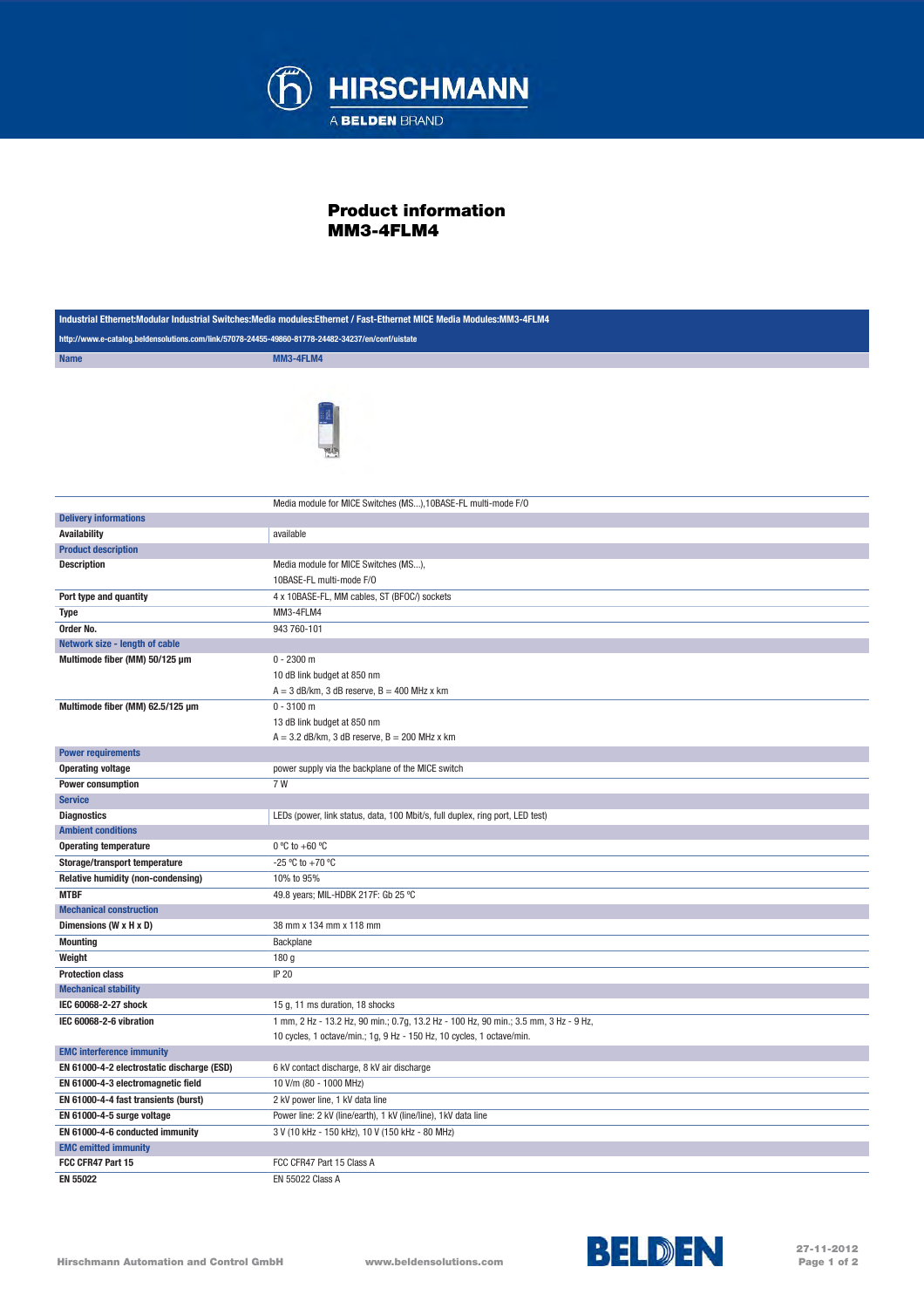# Product information
## MM3-4FLM4

| Industrial Ethernet:Modular Industrial Switches:Media modules:Ethernet / Fast-Ethernet MICE Media Modules:MM3-4FLM4 | |
|---|---|
| http://www.e-catalog.beldensolutions.com/link/57078-24455-49860-81778-24482-34237/en/conf/uistate | |
| **Name** | MM3-4FLM4 |
| | Media module for MICE Switches (MS...),10BASE-FL multi-mode F/O |
| **Delivery informations** | |
| **Availability** | available |
| **Product description** | |
| **Description** | Media module for MICE Switches (MS...),<br>10BASE-FL multi-mode F/O |
| **Port type and quantity** | 4 x 10BASE-FL, MM cables, ST (BFOC/) sockets |
| **Type** | MM3-4FLM4 |
| **Order No.** | 943 760-101 |
| **Network size - length of cable** | |
| **Multimode fiber (MM) 50/125 µm** | 0 - 2300 m<br>10 dB link budget at 850 nm<br>A = 3 dB/km, 3 dB reserve, B = 400 MHz x km |
| **Multimode fiber (MM) 62.5/125 µm** | 0 - 3100 m<br>13 dB link budget at 850 nm<br>A = 3.2 dB/km, 3 dB reserve, B = 200 MHz x km |
| **Power requirements** | |
| **Operating voltage** | power supply via the backplane of the MICE switch |
| **Power consumption** | 7 W |
| **Service** | |
| **Diagnostics** | LEDs (power, link status, data, 100 Mbit/s, full duplex, ring port, LED test) |
| **Ambient conditions** | |
| **Operating temperature** | 0 °C to +60 °C |
| **Storage/transport temperature** | -25 °C to +70 °C |
| **Relative humidity (non-condensing)** | 10% to 95% |
| **MTBF** | 49.8 years; MIL-HDBK 217F: Gb 25 °C |
| **Mechanical construction** | |
| **Dimensions (W x H x D)** | 38 mm x 134 mm x 118 mm |
| **Mounting** | Backplane |
| **Weight** | 180 g |
| **Protection class** | IP 20 |
| **Mechanical stability** | |
| **IEC 60068-2-27 shock** | 15 g, 11 ms duration, 18 shocks |
| **IEC 60068-2-6 vibration** | 1 mm, 2 Hz - 13.2 Hz, 90 min.; 0.7g, 13.2 Hz - 100 Hz, 90 min.; 3.5 mm, 3 Hz - 9 Hz,<br>10 cycles, 1 octave/min.; 1g, 9 Hz - 150 Hz, 10 cycles, 1 octave/min. |
| **EMC interference immunity** | |
| **EN 61000-4-2 electrostatic discharge (ESD)** | 6 kV contact discharge, 8 kV air discharge |
| **EN 61000-4-3 electromagnetic field** | 10 V/m (80 - 1000 MHz) |
| **EN 61000-4-4 fast transients (burst)** | 2 kV power line, 1 kV data line |
| **EN 61000-4-5 surge voltage** | Power line: 2 kV (line/earth), 1 kV (line/line), 1kV data line |
| **EN 61000-4-6 conducted immunity** | 3 V (10 kHz - 150 kHz), 10 V (150 kHz - 80 MHz) |
| **EMC emitted immunity** | |
| **FCC CFR47 Part 15** | FCC CFR47 Part 15 Class A |
| **EN 55022** | EN 55022 Class A |

Hirschmann Automation and Control GmbH www.beldensolutions.com 27-11-2012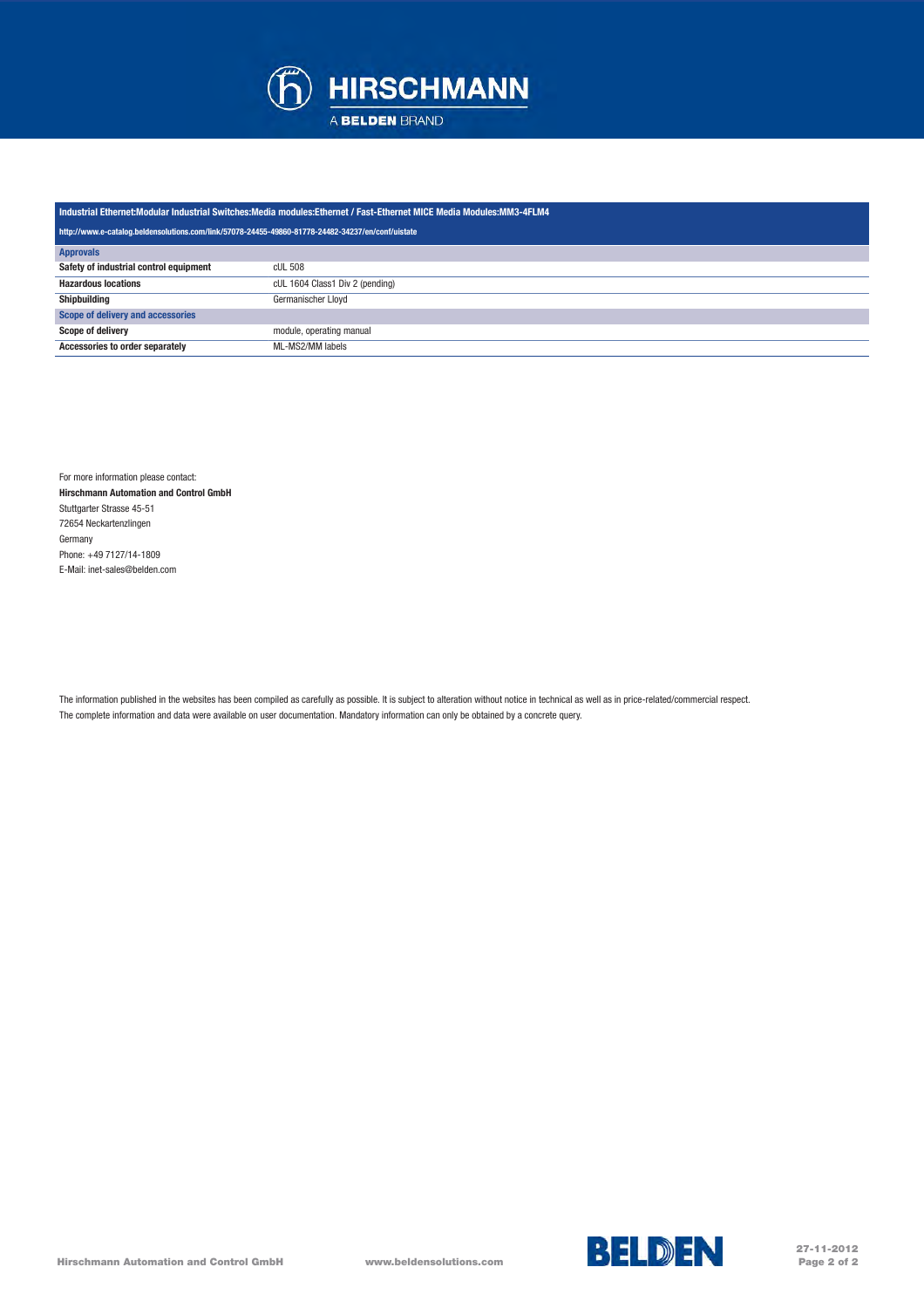**Industrial Ethernet:Modular Industrial Switches:Media modules:Ethernet / Fast-Ethernet MICE Media Modules:MM3-4FLM4**

http://www.e-catalog.beldensolutions.com/link/57078-24455-49860-81778-24482-34237/en/conf/uistate

| | |
|---|---|
| **Approvals** | |
| **Safety of industrial control equipment** | cUL 508 |
| **Hazardous locations** | cUL 1604 Class1 Div 2 (pending) |
| **Shipbuilding** | Germanischer Lloyd |
| **Scope of delivery and accessories** | |
| **Scope of delivery** | module, operating manual |
| **Accessories to order separately** | ML-MS2/MM labels |

For more information please contact:
**Hirschmann Automation and Control GmbH**
Stuttgarter Strasse 45-51
72654 Neckartenzlingen
Germany
Phone: +49 7127/14-1809
E-Mail: inet-sales@belden.com

The information published in the websites has been compiled as carefully as possible. It is subject to alteration without notice in technical as well as in price-related/commercial respect.
The complete information and data were available on user documentation. Mandatory information can only be obtained by a concrete query.